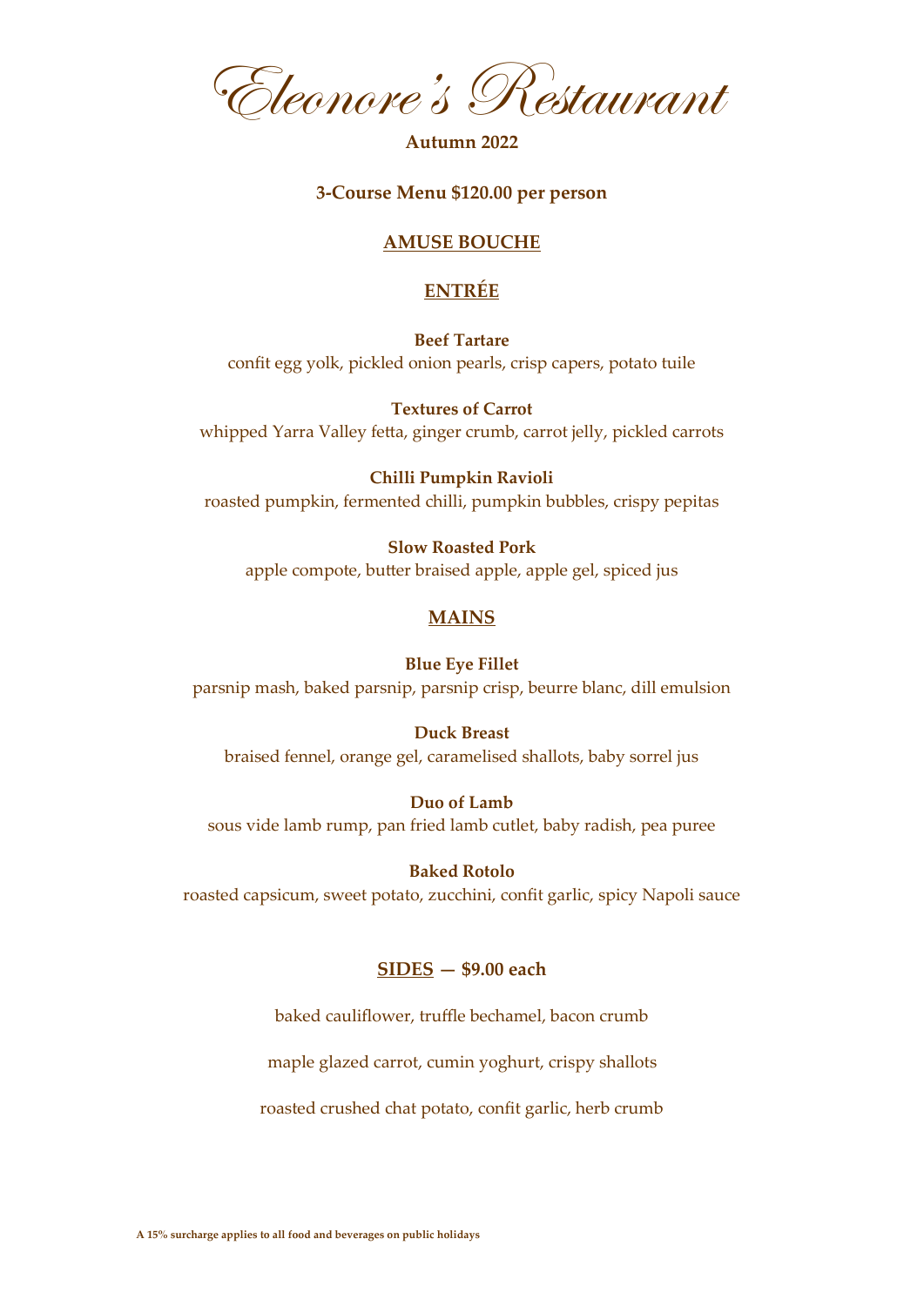# Eleonore's Restaurant

**Autumn 2022**

**3-Course Menu $120.00 per person**

## AMUSE BOUCHE

## ENTRÉE

**Beef Tartare**
confit egg yolk, pickled onion pearls, crisp capers, potato tuile

**Textures of Carrot**
whipped Yarra Valley fetta, ginger crumb, carrot jelly, pickled carrots

**Chilli Pumpkin Ravioli**
roasted pumpkin, fermented chilli, pumpkin bubbles, crispy pepitas

**Slow Roasted Pork**
apple compote, butter braised apple, apple gel, spiced jus

## MAINS

**Blue Eye Fillet**
parsnip mash, baked parsnip, parsnip crisp, beurre blanc, dill emulsion

**Duck Breast**
braised fennel, orange gel, caramelised shallots, baby sorrel jus

**Duo of Lamb**
sous vide lamb rump, pan fried lamb cutlet, baby radish, pea puree

**Baked Rotolo**
roasted capsicum, sweet potato, zucchini, confit garlic, spicy Napoli sauce

## SIDES — $9.00 each

baked cauliflower, truffle bechamel, bacon crumb

maple glazed carrot, cumin yoghurt, crispy shallots

roasted crushed chat potato, confit garlic, herb crumb

**A 15% surcharge applies to all food and beverages on public holidays**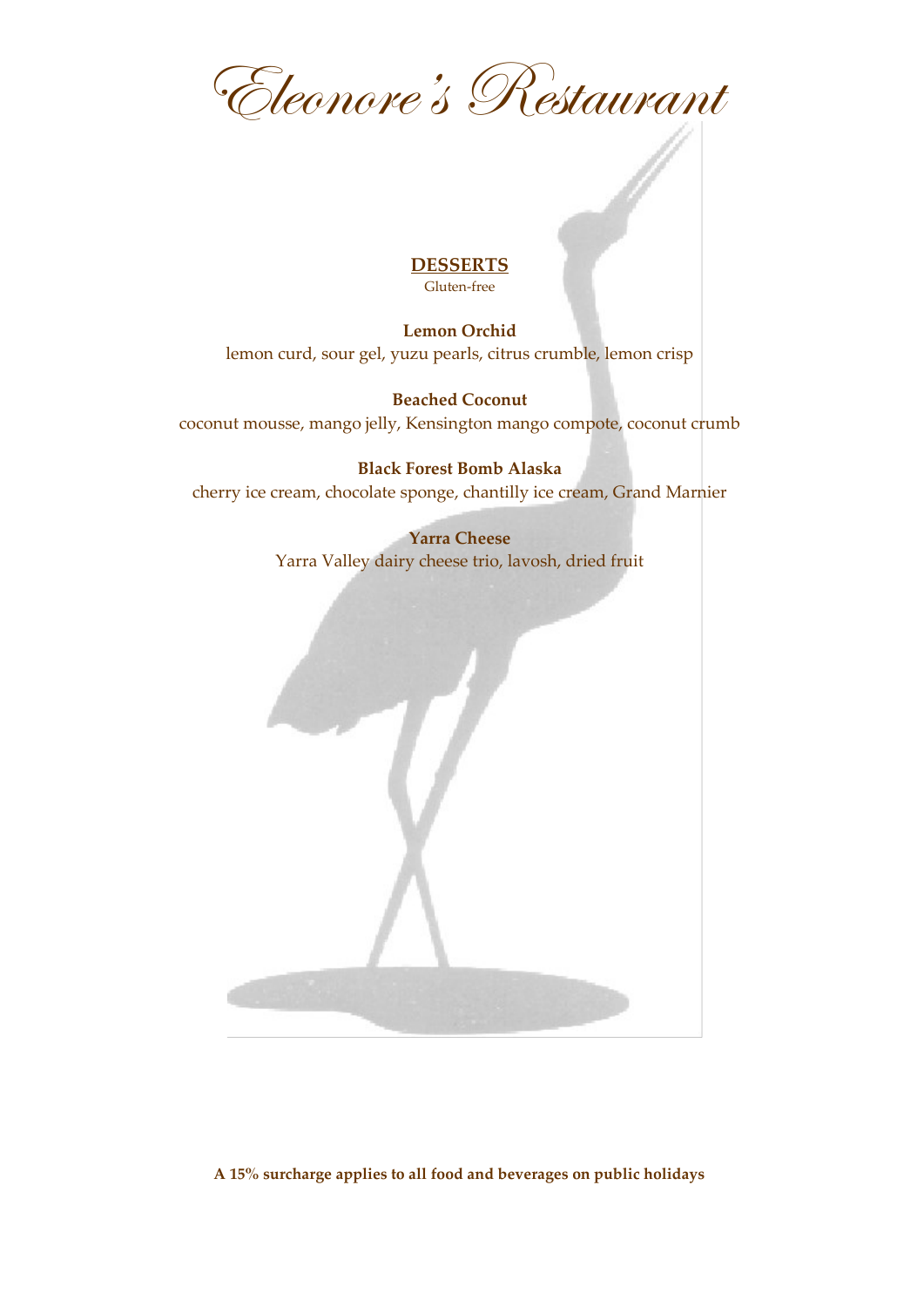# Eleonore's Restaurant

## DESSERTS

Gluten-free

**Lemon Orchid**
lemon curd, sour gel, yuzu pearls, citrus crumble, lemon crisp

**Beached Coconut**
coconut mousse, mango jelly, Kensington mango compote, coconut crumb

**Black Forest Bomb Alaska**
cherry ice cream, chocolate sponge, chantilly ice cream, Grand Marnier

**Yarra Cheese**
Yarra Valley dairy cheese trio, lavosh, dried fruit

**A 15% surcharge applies to all food and beverages on public holidays**